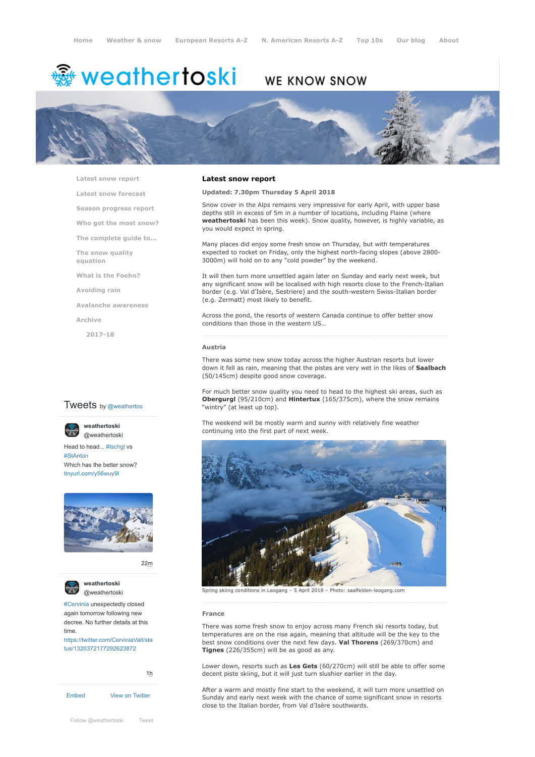Home | Weather & snow | European Resorts A-Z | N. American Resorts A-Z | Top 10s | Our blog | About

# weathertoski

WE KNOW SNOW

- Latest snow report
- Latest snow forecast
- Season progress report
- Who got the most snow?
- The complete guide to...
- The snow quality equation
- What is the Foehn?
- Avoiding rain
- Avalanche awareness
- Archive
  - 2017-18

## Latest snow report

**Updated: 7.30pm Thursday 5 April 2018**

Snow cover in the Alps remains very impressive for early April, with upper base depths still in excess of 5m in a number of locations, including Flaine (where **weathertoski** has been this week). Snow quality, however, is highly variable, as you would expect in spring.

Many places did enjoy some fresh snow on Thursday, but with temperatures expected to rocket on Friday, only the highest north-facing slopes (above 2800-3000m) will hold on to any "cold powder" by the weekend.

It will then turn more unsettled again later on Sunday and early next week, but any significant snow will be localised with high resorts close to the French-Italian border (e.g. Val d'Isère, Sestriere) and the south-western Swiss-Italian border (e.g. Zermatt) most likely to benefit.

Across the pond, the resorts of western Canada continue to offer better snow conditions than those in the western US…

### Austria

There was some new snow today across the higher Austrian resorts but lower down it fell as rain, meaning that the pistes are very wet in the likes of **Saalbach** (50/145cm) despite good snow coverage.

For much better snow quality you need to head to the highest ski areas, such as **Obergurgl** (95/210cm) and **Hintertux** (165/375cm), where the snow remains "wintry" (at least up top).

The weekend will be mostly warm and sunny with relatively fine weather continuing into the first part of next week.

Spring skiing conditions in Leogang – 5 April 2018 – Photo: saalfelden-leogang.com

### France

There was some fresh snow to enjoy across many French ski resorts today, but temperatures are on the rise again, meaning that altitude will be the key to the best snow conditions over the next few days. **Val Thorens** (269/370cm) and **Tignes** (226/355cm) will be as good as any.

Lower down, resorts such as **Les Gets** (60/270cm) will still be able to offer some decent piste skiing, but it will just turn slushier earlier in the day.

After a warm and mostly fine start to the weekend, it will turn more unsettled on Sunday and early next week with the chance of some significant snow in resorts close to the Italian border, from Val d'Isère southwards.

Tweets by @weathertos

**weathertoski** @weathertoski

Head to head... #Ischgl vs #StAnton
Which has the better snow?
tinyurl.com/y56wuy9l

22m

**weathertoski** @weathertoski

#Cervinia unexpectedly closed again tomorrow following new decree. No further details at this time.
https://twitter.com/CerviniaValt/status/1320372177292623872

1h

Embed | View on Twitter

Follow @weathertoski | Tweet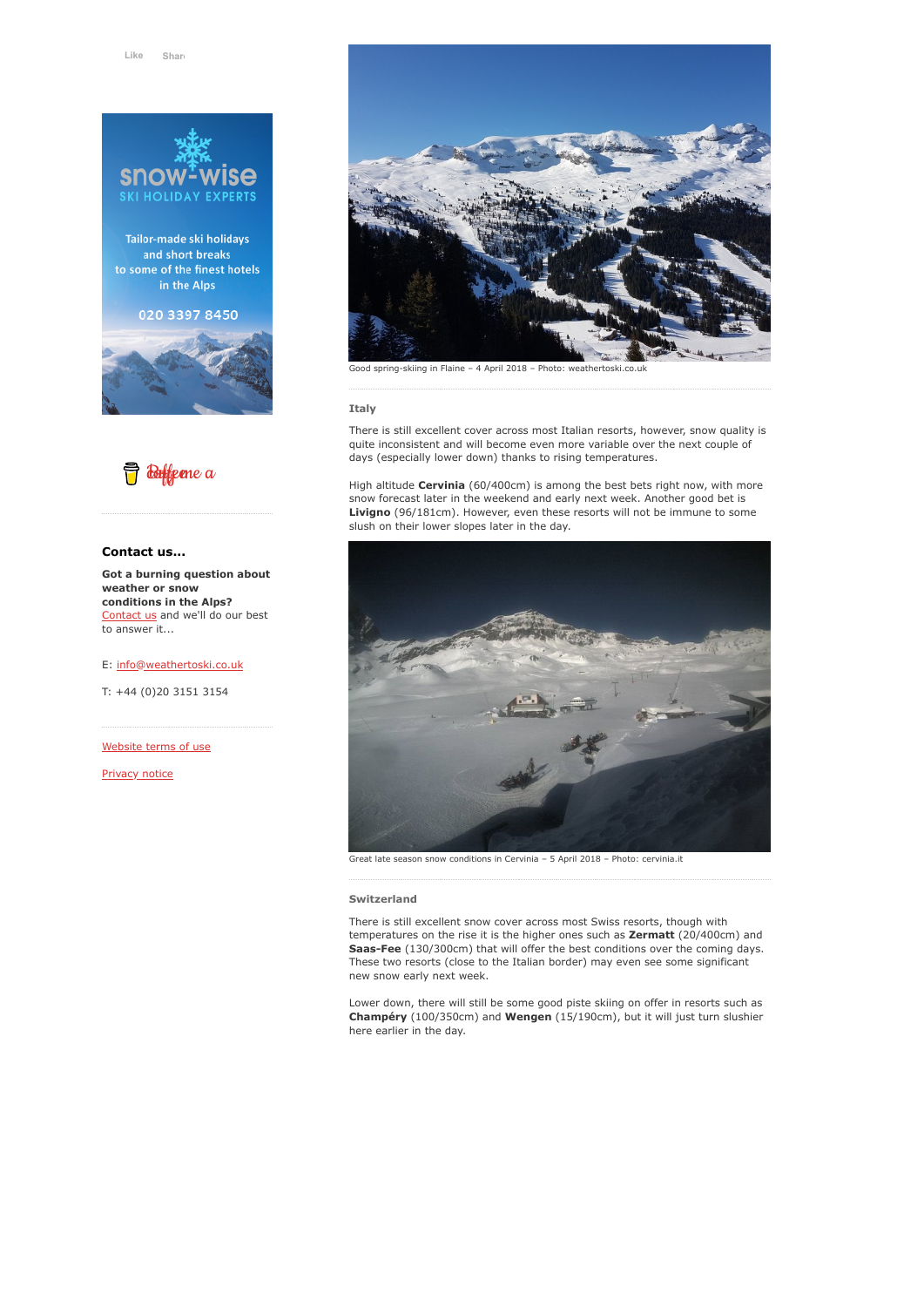Good spring-skiing in Flaine – 4 April 2018 – Photo: weathertoski.co.uk

### Italy

There is still excellent cover across most Italian resorts, however, snow quality is quite inconsistent and will become even more variable over the next couple of days (especially lower down) thanks to rising temperatures.

High altitude **Cervinia** (60/400cm) is among the best bets right now, with more snow forecast later in the weekend and early next week. Another good bet is **Livigno** (96/181cm). However, even these resorts will not be immune to some slush on their lower slopes later in the day.

Great late season snow conditions in Cervinia – 5 April 2018 – Photo: cervinia.it

### Switzerland

There is still excellent snow cover across most Swiss resorts, though with temperatures on the rise it is the higher ones such as **Zermatt** (20/400cm) and **Saas-Fee** (130/300cm) that will offer the best conditions over the coming days. These two resorts (close to the Italian border) may even see some significant new snow early next week.

Lower down, there will still be some good piste skiing on offer in resorts such as **Champéry** (100/350cm) and **Wengen** (15/190cm), but it will just turn slushier here earlier in the day.

**Contact us...**

**Got a burning question about weather or snow conditions in the Alps?** Contact us and we'll do our best to answer it...

E: info@weathertoski.co.uk

T: +44 (0)20 3151 3154

Website terms of use

Privacy notice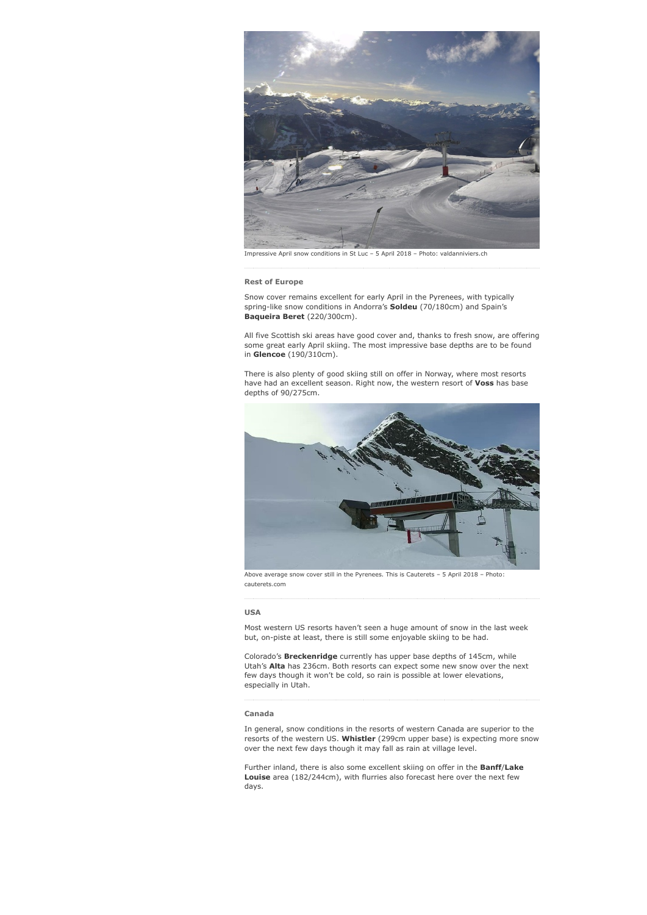Impressive April snow conditions in St Luc – 5 April 2018 – Photo: valdanniviers.ch

### Rest of Europe

Snow cover remains excellent for early April in the Pyrenees, with typically spring-like snow conditions in Andorra's **Soldeu** (70/180cm) and Spain's **Baqueira Beret** (220/300cm).

All five Scottish ski areas have good cover and, thanks to fresh snow, are offering some great early April skiing. The most impressive base depths are to be found in **Glencoe** (190/310cm).

There is also plenty of good skiing still on offer in Norway, where most resorts have had an excellent season. Right now, the western resort of **Voss** has base depths of 90/275cm.

Above average snow cover still in the Pyrenees. This is Cauterets – 5 April 2018 – Photo: cauterets.com

### USA

Most western US resorts haven't seen a huge amount of snow in the last week but, on-piste at least, there is still some enjoyable skiing to be had.

Colorado's **Breckenridge** currently has upper base depths of 145cm, while Utah's **Alta** has 236cm. Both resorts can expect some new snow over the next few days though it won't be cold, so rain is possible at lower elevations, especially in Utah.

### Canada

In general, snow conditions in the resorts of western Canada are superior to the resorts of the western US. **Whistler** (299cm upper base) is expecting more snow over the next few days though it may fall as rain at village level.

Further inland, there is also some excellent skiing on offer in the **Banff**/**Lake Louise** area (182/244cm), with flurries also forecast here over the next few days.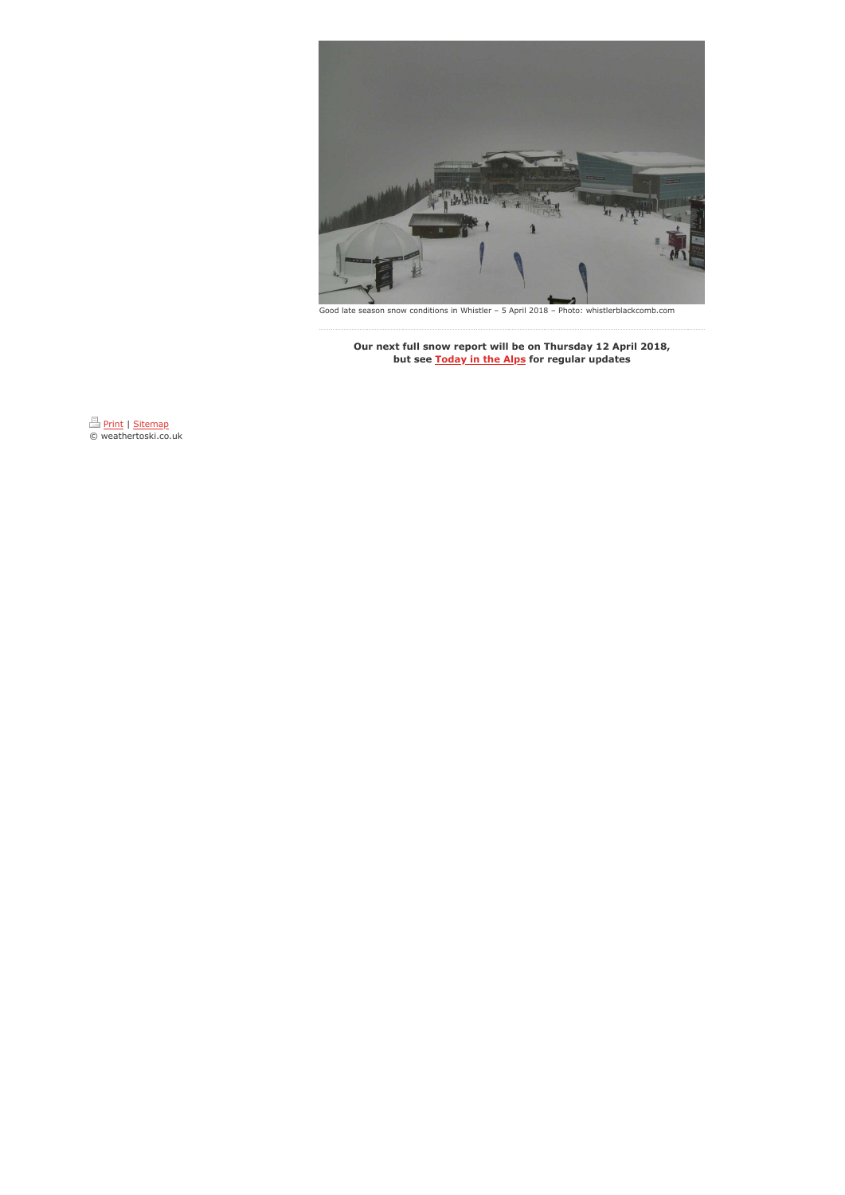Good late season snow conditions in Whistler – 5 April 2018 – Photo: whistlerblackcomb.com

---

**Our next full snow report will be on Thursday 12 April 2018, but see Today in the Alps for regular updates**

Print | Sitemap
© weathertoski.co.uk